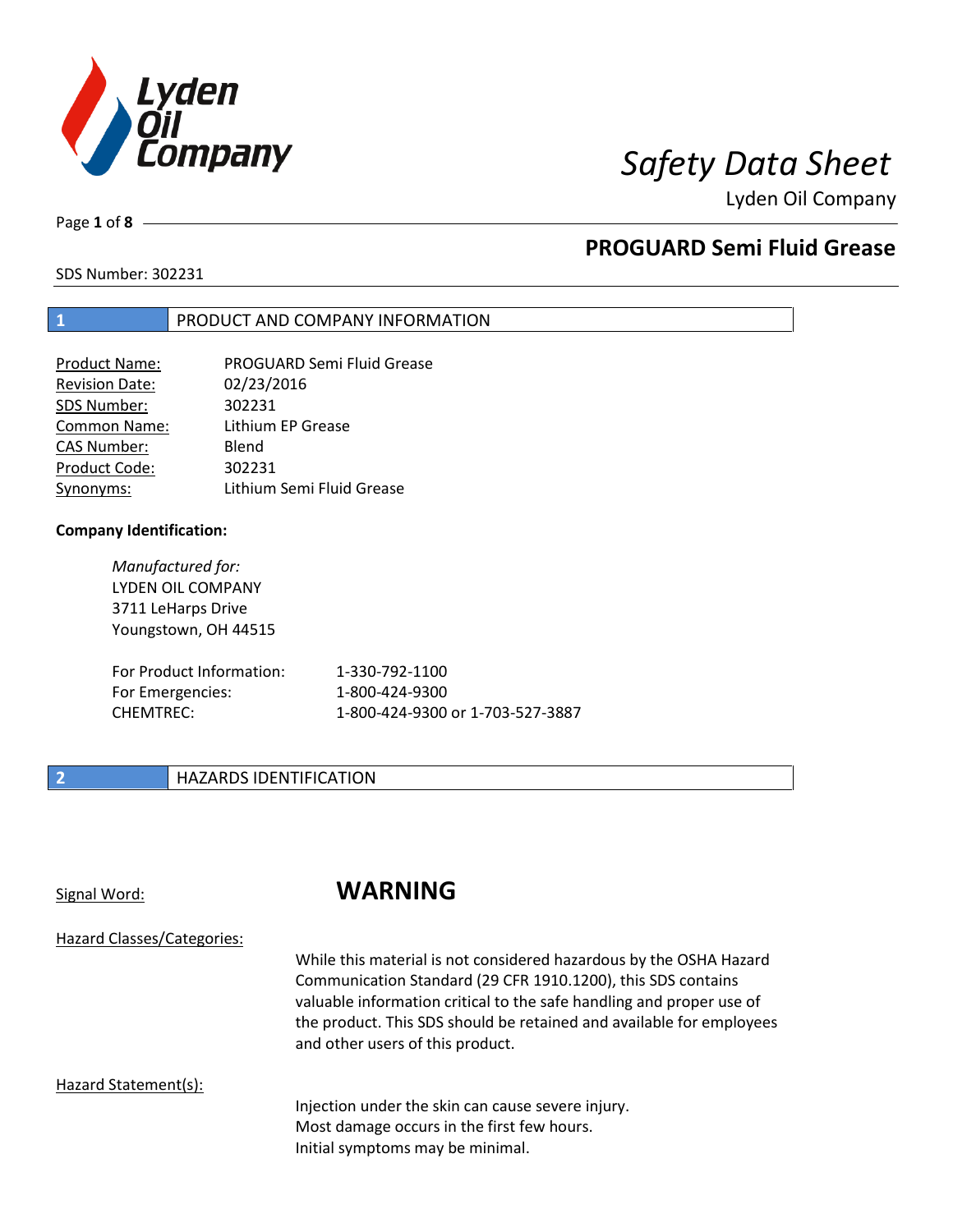# Safety Data Sheet

Lyden Oil Company

## PROGUARD Semi Fluid Grease

SDS Number: 302231

## 1 PRODUCT AND COMPANY INFORMATION

| | |
|---|---|
| Product Name: | PROGUARD Semi Fluid Grease |
| Revision Date: | 02/23/2016 |
| SDS Number: | 302231 |
| Common Name: | Lithium EP Grease |
| CAS Number: | Blend |
| Product Code: | 302231 |
| Synonyms: | Lithium Semi Fluid Grease |

**Company Identification:**

*Manufactured for:*
LYDEN OIL COMPANY
3711 LeHarps Drive
Youngstown, OH 44515

| | |
|---|---|
| For Product Information: | 1-330-792-1100 |
| For Emergencies: | 1-800-424-9300 |
| CHEMTREC: | 1-800-424-9300 or 1-703-527-3887 |

## 2 HAZARDS IDENTIFICATION

Signal Word: **WARNING**

Hazard Classes/Categories:

While this material is not considered hazardous by the OSHA Hazard Communication Standard (29 CFR 1910.1200), this SDS contains valuable information critical to the safe handling and proper use of the product. This SDS should be retained and available for employees and other users of this product.

Hazard Statement(s):

Injection under the skin can cause severe injury.
Most damage occurs in the first few hours.
Initial symptoms may be minimal.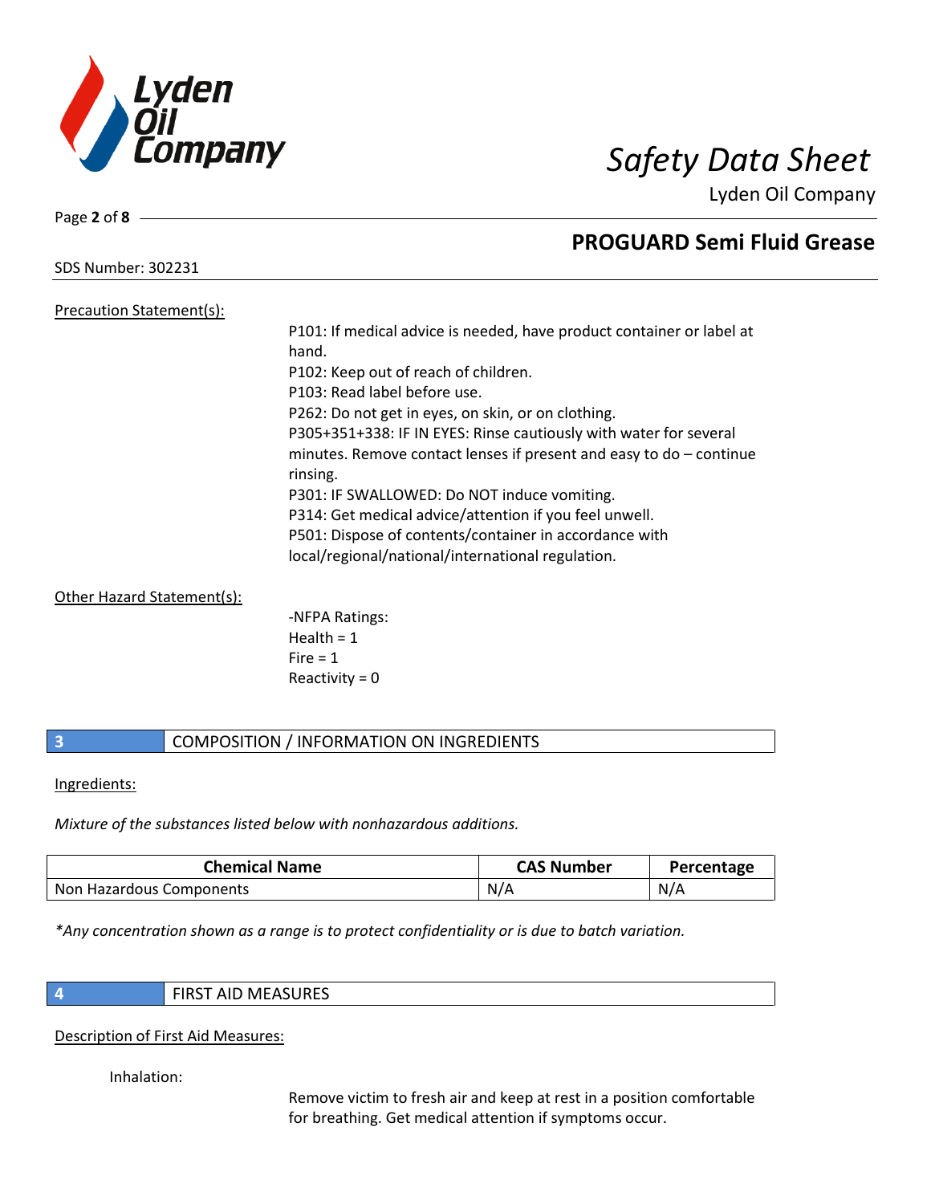Precaution Statement(s):

P101: If medical advice is needed, have product container or label at hand.
P102: Keep out of reach of children.
P103: Read label before use.
P262: Do not get in eyes, on skin, or on clothing.
P305+351+338: IF IN EYES: Rinse cautiously with water for several minutes. Remove contact lenses if present and easy to do – continue rinsing.
P301: IF SWALLOWED: Do NOT induce vomiting.
P314: Get medical advice/attention if you feel unwell.
P501: Dispose of contents/container in accordance with local/regional/national/international regulation.

Other Hazard Statement(s):

-NFPA Ratings:
Health = 1
Fire = 1
Reactivity = 0

## 3 COMPOSITION / INFORMATION ON INGREDIENTS

Ingredients:

*Mixture of the substances listed below with nonhazardous additions.*

| Chemical Name | CAS Number | Percentage |
|---|---|---|
| Non Hazardous Components | N/A | N/A |

*\*Any concentration shown as a range is to protect confidentiality or is due to batch variation.*

## 4 FIRST AID MEASURES

Description of First Aid Measures:

Inhalation:

Remove victim to fresh air and keep at rest in a position comfortable for breathing. Get medical attention if symptoms occur.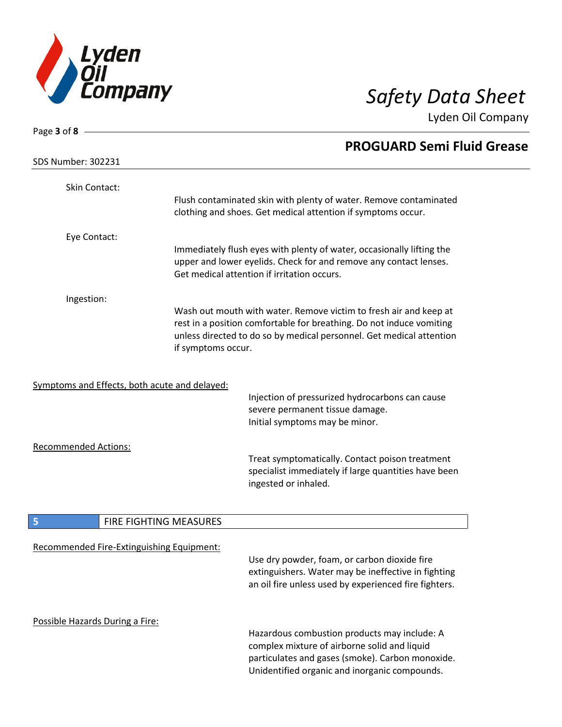Skin Contact:

Flush contaminated skin with plenty of water. Remove contaminated clothing and shoes. Get medical attention if symptoms occur.

Eye Contact:

Immediately flush eyes with plenty of water, occasionally lifting the upper and lower eyelids. Check for and remove any contact lenses. Get medical attention if irritation occurs.

Ingestion:

Wash out mouth with water. Remove victim to fresh air and keep at rest in a position comfortable for breathing. Do not induce vomiting unless directed to do so by medical personnel. Get medical attention if symptoms occur.

Symptoms and Effects, both acute and delayed:

Injection of pressurized hydrocarbons can cause severe permanent tissue damage.
Initial symptoms may be minor.

Recommended Actions:

Treat symptomatically. Contact poison treatment specialist immediately if large quantities have been ingested or inhaled.

## 5 FIRE FIGHTING MEASURES

Recommended Fire-Extinguishing Equipment:

Use dry powder, foam, or carbon dioxide fire extinguishers. Water may be ineffective in fighting an oil fire unless used by experienced fire fighters.

Possible Hazards During a Fire:

Hazardous combustion products may include: A complex mixture of airborne solid and liquid particulates and gases (smoke). Carbon monoxide. Unidentified organic and inorganic compounds.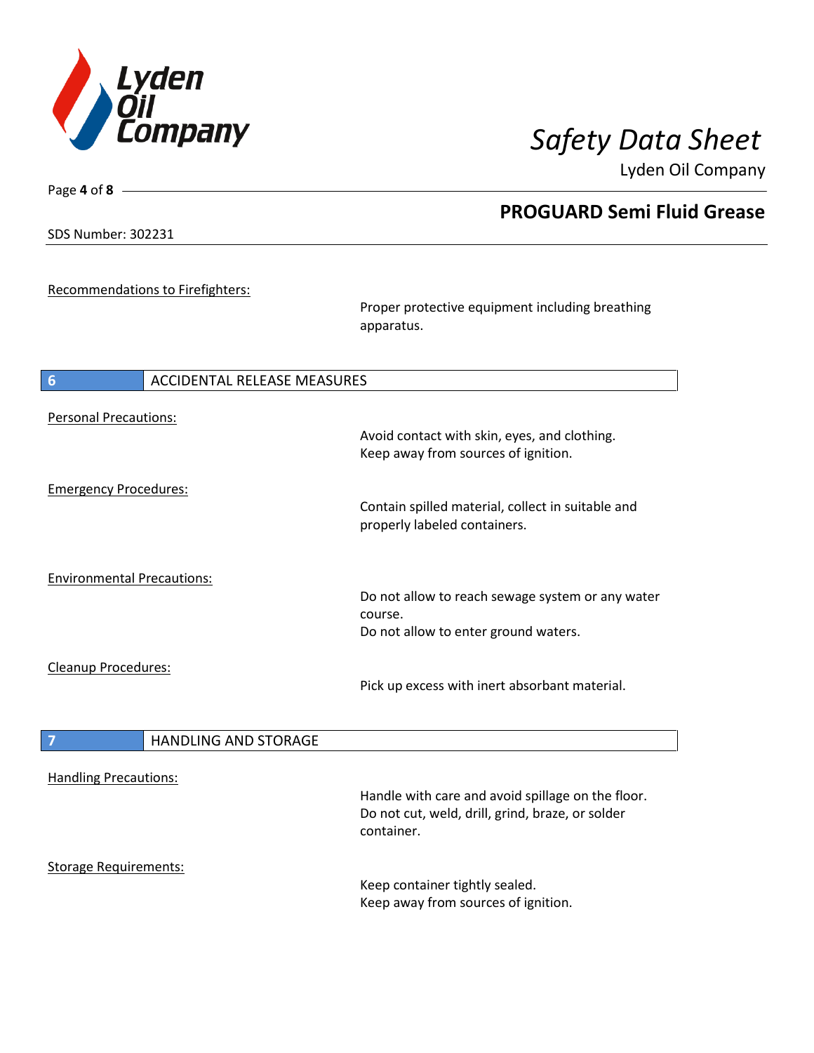Recommendations to Firefighters:

Proper protective equipment including breathing apparatus.

## 6 ACCIDENTAL RELEASE MEASURES

Personal Precautions:

Avoid contact with skin, eyes, and clothing.
Keep away from sources of ignition.

Emergency Procedures:

Contain spilled material, collect in suitable and properly labeled containers.

Environmental Precautions:

Do not allow to reach sewage system or any water course.
Do not allow to enter ground waters.

Cleanup Procedures:

Pick up excess with inert absorbant material.

## 7 HANDLING AND STORAGE

Handling Precautions:

Handle with care and avoid spillage on the floor.
Do not cut, weld, drill, grind, braze, or solder container.

Storage Requirements:

Keep container tightly sealed.
Keep away from sources of ignition.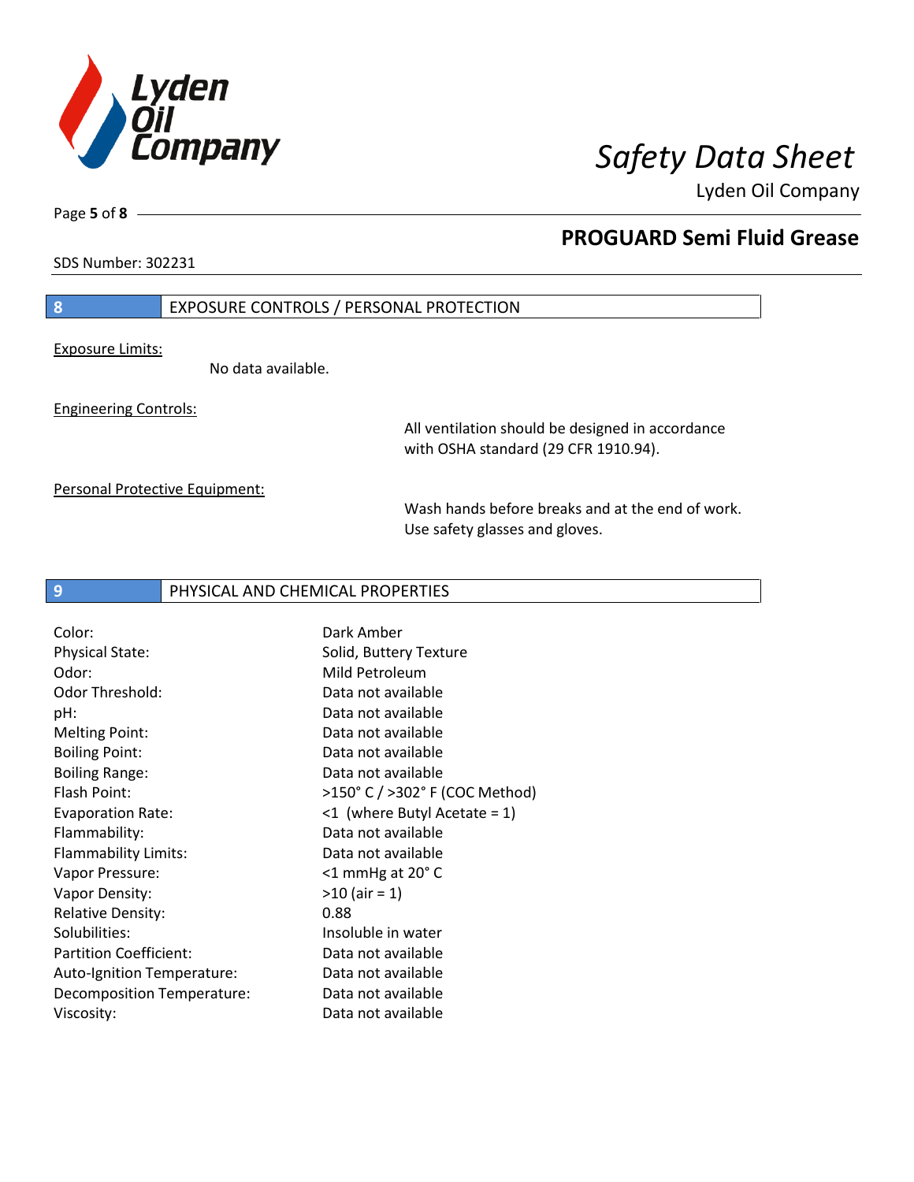## 8 EXPOSURE CONTROLS / PERSONAL PROTECTION

Exposure Limits:

No data available.

Engineering Controls:

All ventilation should be designed in accordance with OSHA standard (29 CFR 1910.94).

Personal Protective Equipment:

Wash hands before breaks and at the end of work. Use safety glasses and gloves.

## 9 PHYSICAL AND CHEMICAL PROPERTIES

| | |
|---|---|
| Color: | Dark Amber |
| Physical State: | Solid, Buttery Texture |
| Odor: | Mild Petroleum |
| Odor Threshold: | Data not available |
| pH: | Data not available |
| Melting Point: | Data not available |
| Boiling Point: | Data not available |
| Boiling Range: | Data not available |
| Flash Point: | >150° C / >302° F (COC Method) |
| Evaporation Rate: | <1 (where Butyl Acetate = 1) |
| Flammability: | Data not available |
| Flammability Limits: | Data not available |
| Vapor Pressure: | <1 mmHg at 20° C |
| Vapor Density: | >10 (air = 1) |
| Relative Density: | 0.88 |
| Solubilities: | Insoluble in water |
| Partition Coefficient: | Data not available |
| Auto-Ignition Temperature: | Data not available |
| Decomposition Temperature: | Data not available |
| Viscosity: | Data not available |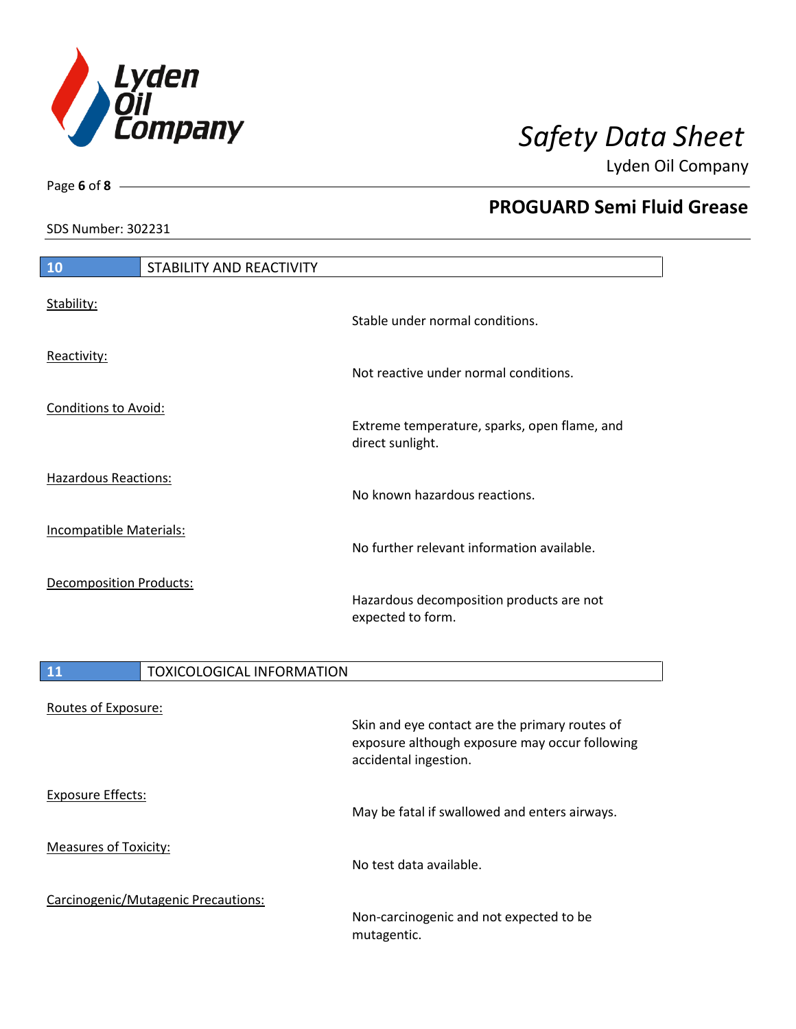## 10 STABILITY AND REACTIVITY

Stability:
: Stable under normal conditions.

Reactivity:
: Not reactive under normal conditions.

Conditions to Avoid:
: Extreme temperature, sparks, open flame, and direct sunlight.

Hazardous Reactions:
: No known hazardous reactions.

Incompatible Materials:
: No further relevant information available.

Decomposition Products:
: Hazardous decomposition products are not expected to form.

## 11 TOXICOLOGICAL INFORMATION

Routes of Exposure:
: Skin and eye contact are the primary routes of exposure although exposure may occur following accidental ingestion.

Exposure Effects:
: May be fatal if swallowed and enters airways.

Measures of Toxicity:
: No test data available.

Carcinogenic/Mutagenic Precautions:
: Non-carcinogenic and not expected to be mutagentic.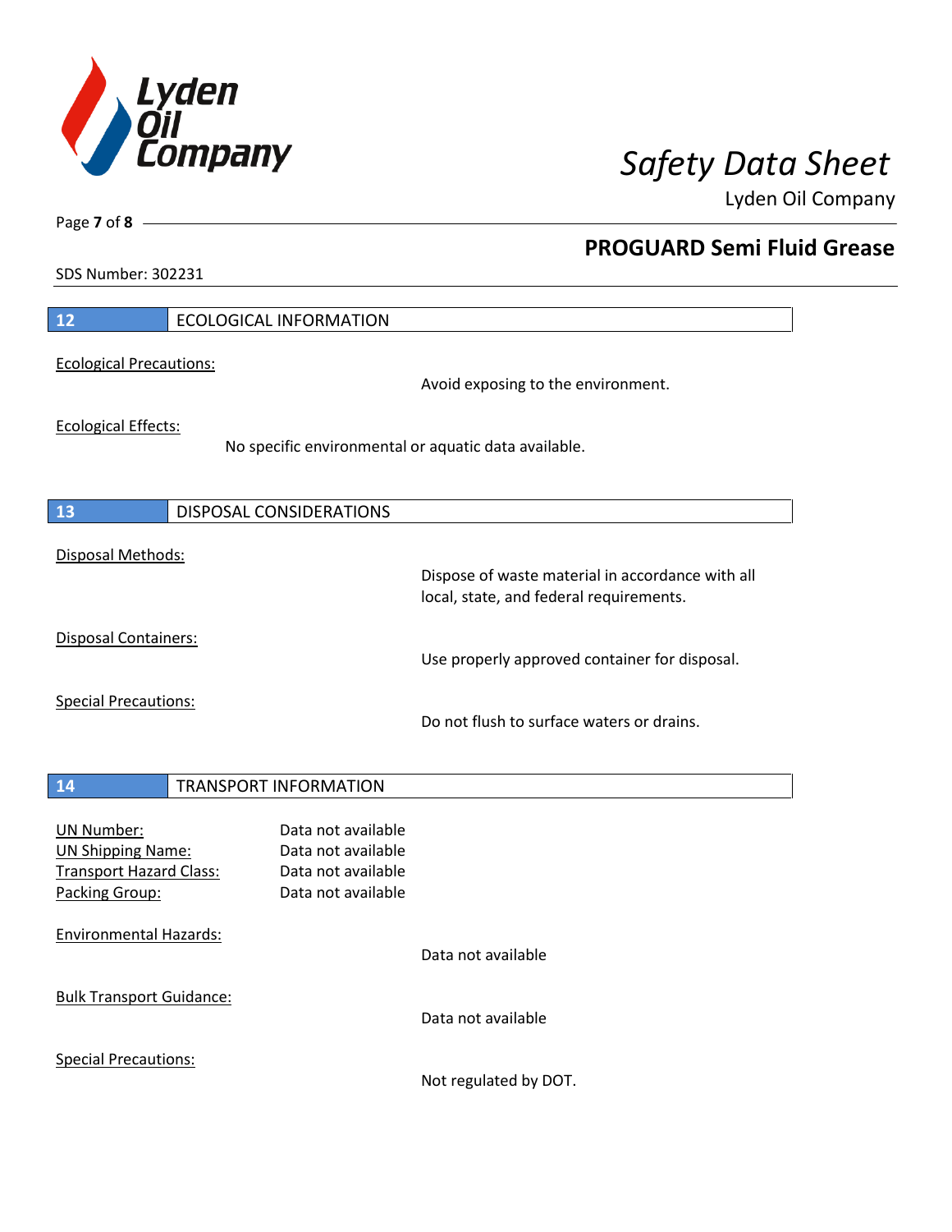## 12 ECOLOGICAL INFORMATION

Ecological Precautions:

Avoid exposing to the environment.

Ecological Effects:

No specific environmental or aquatic data available.

## 13 DISPOSAL CONSIDERATIONS

Disposal Methods:

Dispose of waste material in accordance with all local, state, and federal requirements.

Disposal Containers:

Use properly approved container for disposal.

Special Precautions:

Do not flush to surface waters or drains.

## 14 TRANSPORT INFORMATION

UN Number: Data not available
UN Shipping Name: Data not available
Transport Hazard Class: Data not available
Packing Group: Data not available

Environmental Hazards:

Data not available

Bulk Transport Guidance:

Data not available

Special Precautions:

Not regulated by DOT.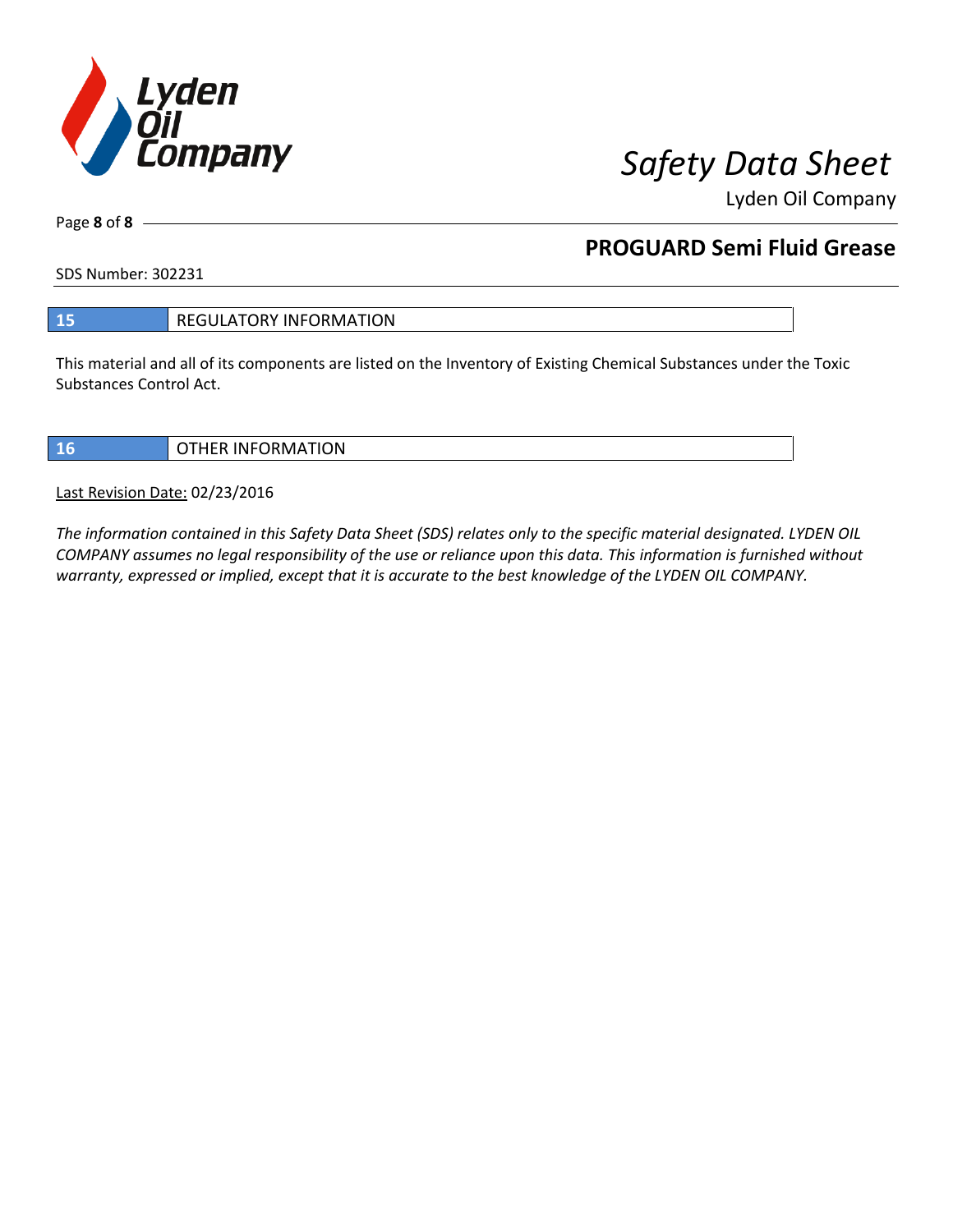## 15 REGULATORY INFORMATION

This material and all of its components are listed on the Inventory of Existing Chemical Substances under the Toxic Substances Control Act.

## 16 OTHER INFORMATION

Last Revision Date: 02/23/2016

*The information contained in this Safety Data Sheet (SDS) relates only to the specific material designated. LYDEN OIL COMPANY assumes no legal responsibility of the use or reliance upon this data. This information is furnished without warranty, expressed or implied, except that it is accurate to the best knowledge of the LYDEN OIL COMPANY.*